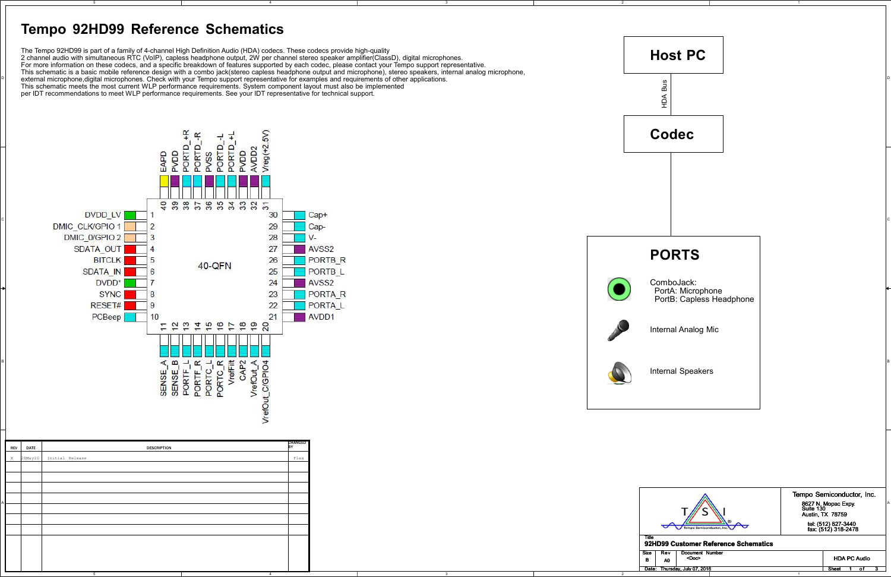# Tempo 92HD99 Reference Schematics

The Tempo 92HD99 is part of a family of 4-channel High Definition Audio (HDA) codecs. These codecs provide high-quality 2 channel audio with simultaneous RTC (VoIP), capless headphone output, 2W per channel stereo speaker amplifier(ClassD), digital microphones.
For more information on these codecs, and a specific breakdown of features supported by each codec, please contact your Tempo support representative.
This schematic is a basic mobile reference design with a combo jack(stereo capless headphone output and microphone), stereo speakers, internal analog microphone, external microphone,digital microphones. Check with your Tempo support representative for examples and requirements of other applications.
This schematic meets the most current WLP performance requirements. System component layout must also be implemented per IDT recommendations to meet WLP performance requirements. See your IDT representative for technical support.

**40-QFN**

| Pin | Name | Pin | Name |
|---|---|---|---|
| 1 | DVDD_LV | 30 | Cap+ |
| 2 | DMIC_CLK/GPIO 1 | 29 | Cap- |
| 3 | DMIC_0/GPIO 2 | 28 | V- |
| 4 | SDATA_OUT | 27 | AVSS2 |
| 5 | BITCLK | 26 | PORTB_R |
| 6 | SDATA_IN | 25 | PORTB_L |
| 7 | DVDD* | 24 | AVSS2 |
| 8 | SYNC | 23 | PORTA_R |
| 9 | RESET# | 22 | PORTA_L |
| 10 | PCBeep | 21 | AVDD1 |
| 11 | SENSE_A | 31 | Vreg(+2.5V) |
| 12 | SENSE_B | 32 | AVDD2 |
| 13 | PORTF_L | 33 | PVDD |
| 14 | PORTF_R | 34 | PORTD_+L |
| 15 | PORTC_L | 35 | PORTD_-L |
| 16 | PORTC_R | 36 | PVSS |
| 17 | VrefFilt | 37 | PORTD_-R |
| 18 | CAP2 | 38 | PORTD_+R |
| 19 | VrefOut_A | 39 | PVDD |
| 20 | VrefOut_C/GPIO4 | 40 | EAPD |

**Host PC** — HDA Bus — **Codec**

## PORTS

- ComboJack:
  - PortA: Microphone
  - PortB: Capless Headphone
- Internal Analog Mic
- Internal Speakers

| REV | DATE | DESCRIPTION | CHANGED BY |
|---|---|---|---|
| X | 28May10 | Initial Release | Flex |

Tempo Semiconductor, Inc.
8627 N. Mopac Expy.
Suite 130
Austin, TX 78759
tel: (512) 827-3440
fax: (512) 318-2478

Title: 92HD99 Customer Reference Schematics
Size: B | Rev: A0 | Document Number: <Doc> | HDA PC Audio
Date: Thursday, July 07, 2016 | Sheet 1 of 3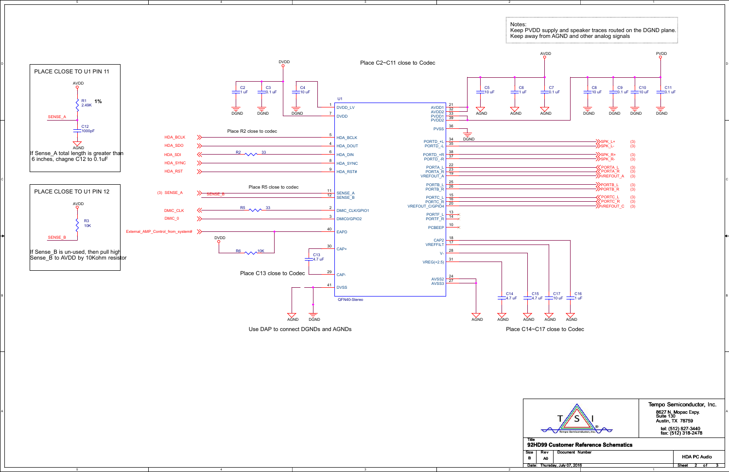Notes:
Keep PVDD supply and speaker traces routed on the DGND plane.
Keep away from AGND and other analog signals

**PLACE CLOSE TO U1 PIN 11**

AVDD

R1 2.49K **1%**

SENSE_A

C12 1000pF

AGND

If Sense_A total length is greater than 6 inches, chagne C12 to 0.1uF

**PLACE CLOSE TO U1 PIN 12**

AVDD

R3 10K

SENSE_B

If Sense_B is un-used, then pull high Sense_B to AVDD by 10Kohm resistor

DVDD

Place C2~C11 close to Codec

C2 1 uF, C3 0.1 uF, C4 10 uF — DGND

AVDD: C5 10 uF, C6 1 uF, C7 0.1 uF — AGND

PVDD: C8 10 uF, C9 0.1 uF, C10 10 uF, C11 0.1 uF — DGND

Place R2 close to codec

Place R5 close to codec

Place C13 close to Codec

Use DAP to connect DGNDs and AGNDs

Place C14~C17 close to Codec

U1 (QFN40-Stereo)

| Pin | Name | Connection |
|---|---|---|
| 1 | DVDD_LV | DVDD |
| 7 | DVDD | DVDD |
| 5 | HDA_BCLK | HDA_BCLK |
| 4 | HDA_DOUT | HDA_SDO |
| 6 | HDA_DIN | R2 33 → HDA_SDI |
| 8 | HDA_SYNC | HDA_SYNC |
| 9 | HDA_RST# | HDA_RST |
| 11 | SENSE_A | (3) SENSE_A |
| 12 | SENSE_B | SENSE_B |
| 2 | DMIC_CLK/GPIO1 | R5 33 → DMIC_CLK |
| 3 | DMIC0/GPIO2 | DMIC_0 |
| 40 | EAPD | External_AMP_Control_from_system#; R6 10K to DVDD |
| 30 | CAP+ | C13 4.7 uF |
| 29 | CAP- | C13 4.7 uF |
| 41 | DVSS | AGND, DGND |
| 21 | AVDD1 | AVDD |
| 32 | AVDD2 | AVDD |
| 33 | PVDD1 | PVDD |
| 39 | PVDD2 | PVDD |
| 36 | PVSS | DGND |
| 34 | PORTD_+L | SPK_L+ (3) |
| 35 | PORTD_-L | SPK_L- (3) |
| 38 | PORTD_+R | SPK_R+ (3) |
| 37 | PORTD_-R | SPK_R- (3) |
| 22 | PORTA_L | PORTA_L (3) |
| 23 | PORTA_R | PORTA_R (3) |
| 19 | VREFOUT_A | VREFOUT_A (3) |
| 25 | PORTB_L | PORTB_L (3) |
| 26 | PORTB_R | PORTB_R (3) |
| 15 | PORTC_L | PORTC_L (3) |
| 16 | PORTC_R | PORTC_R (3) |
| 20 | VREFOUT_C/GPIO4 | VREFOUT_C (3) |
| 13 | PORTF_L | NC |
| 14 | PORTF_R | NC |
| 10 | PCBEEP | NC |
| 18 | CAP2 | C16 1 uF |
| 17 | VREFFILT | C17 10 uF |
| 28 | V- | C15 4.7 uF |
| 31 | VREG(+2.5) | C14 4.7 uF |
| 24 | AVSS2 | AGND |
| 27 | AVSS3 | AGND |

| | |
|---|---|
| Company | Tempo Semiconductor, Inc. 8627 N. Mopac Expy. Suite 130 Austin, TX 78759 tel: (512) 827-3440 fax: (512) 318-2478 |
| Title | 92HD99 Customer Reference Schematics |
| Size | B |
| Rev | A0 |
| Document Number | HDA PC Audio |
| Date | Thursday, July 07, 2016 |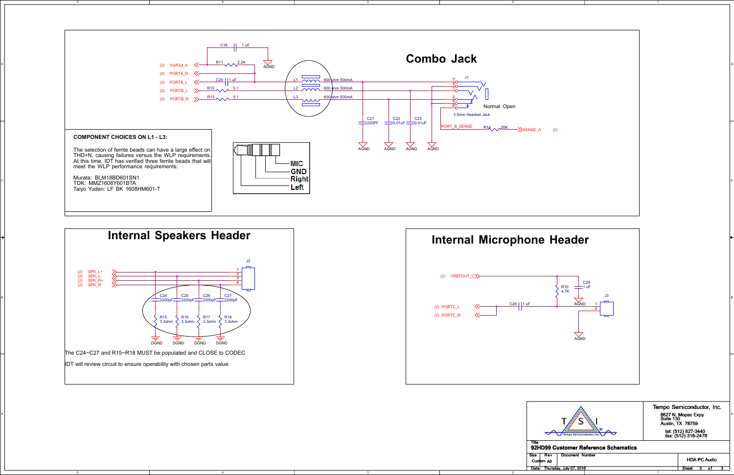# Combo Jack

(2) VrefOut_A
(2) PORTA_R
(2) PORTA_L
(2) PORTB_L
(2) PORTB_R

C18 1 uF
R11 2.2K
C20 1 uF
R12 5.1
R13 5.1
AGND

L1 600ohm 500mA
L2 600ohm 500mA
L3 600ohm 500mA

C21 220PF
C22 0.01uF
C23 0.01uF
AGND AGND AGND AGND

J1
7 3 1 2 5 6
Normal Open
3.5mm Headset Jack

PORT_B_SENSE R14 20K SENSE_A (2)

MIC
GND
Right
Left

**COMPONENT CHOICES ON L1 - L3:**

The selection of ferrite beads can have a large effect on THD+N, causing failures versus the WLP requirements. At this time, IDT has verified three ferrite beads that will meet the WLP performance requirements:

Murata: BLM18BD601SN1
TDK: MMZ1608Y601BTA
Taiyo Yuden: LF BK 1608HM601-T

# Internal Speakers Header

(2) SPK_L+
(2) SPK_L-
(2) SPK_R+
(2) SPK_R-

J2
1 2 3 4

C24 2200pF
C25 2200pF
C26 2200pF
C27 2200pF

R15 3.3ohm
R16 3.3ohm
R17 3.3ohm
R18 3.3ohm

DGND DGND DGND DGND

The C24~C27 and R15~R18 MUST be populated and CLOSE to CODEC

IDT will review circuit to ensure operability with chosen parts value

# Internal Microphone Header

(2) VREFOUT_C
(2) PORTC_L
(2) PORTC_R

R10 4.7K
C29 1 uF
C28 1 uF
AGND
J3
1 2
AGND

Tempo Semiconductor, Inc.
8627 N. Mopac Expy.
Suite 130
Austin, TX 78759
tel: (512) 827-3440
fax: (512) 318-2478

Title: 92HD99 Customer Reference Schematics

| Size | Rev | Document Number | |
|---|---|---|---|
| Custom | A0 | | HDA PC Audio |

Date: Thursday, July 07, 2016